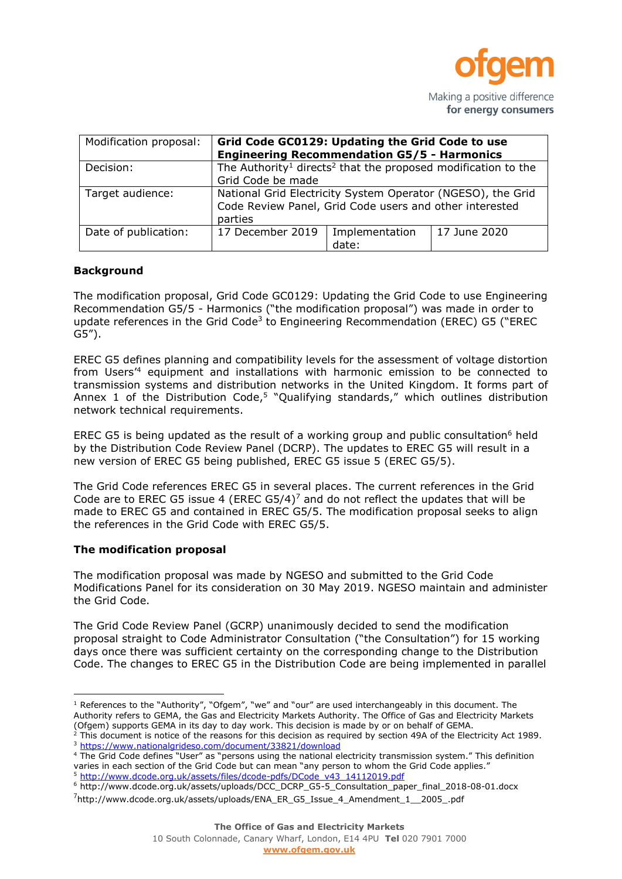| Modification proposal: | **Grid Code GC0129: Updating the Grid Code to use Engineering Recommendation G5/5 - Harmonics** | | |
|---|---|---|---|
| Decision: | The Authority[1] directs[2] that the proposed modification to the Grid Code be made | | |
| Target audience: | National Grid Electricity System Operator (NGESO), the Grid Code Review Panel, Grid Code users and other interested parties | | |
| Date of publication: | 17 December 2019 | Implementation date: | 17 June 2020 |

## Background

The modification proposal, Grid Code GC0129: Updating the Grid Code to use Engineering Recommendation G5/5 - Harmonics ("the modification proposal") was made in order to update references in the Grid Code[3] to Engineering Recommendation (EREC) G5 ("EREC G5").

EREC G5 defines planning and compatibility levels for the assessment of voltage distortion from Users'[4] equipment and installations with harmonic emission to be connected to transmission systems and distribution networks in the United Kingdom. It forms part of Annex 1 of the Distribution Code,[5] "Qualifying standards," which outlines distribution network technical requirements.

EREC G5 is being updated as the result of a working group and public consultation[6] held by the Distribution Code Review Panel (DCRP). The updates to EREC G5 will result in a new version of EREC G5 being published, EREC G5 issue 5 (EREC G5/5).

The Grid Code references EREC G5 in several places. The current references in the Grid Code are to EREC G5 issue 4 (EREC G5/4)[7] and do not reflect the updates that will be made to EREC G5 and contained in EREC G5/5. The modification proposal seeks to align the references in the Grid Code with EREC G5/5.

## The modification proposal

The modification proposal was made by NGESO and submitted to the Grid Code Modifications Panel for its consideration on 30 May 2019. NGESO maintain and administer the Grid Code.

The Grid Code Review Panel (GCRP) unanimously decided to send the modification proposal straight to Code Administrator Consultation ("the Consultation") for 15 working days once there was sufficient certainty on the corresponding change to the Distribution Code. The changes to EREC G5 in the Distribution Code are being implemented in parallel

---

[1] References to the "Authority", "Ofgem", "we" and "our" are used interchangeably in this document. The Authority refers to GEMA, the Gas and Electricity Markets Authority. The Office of Gas and Electricity Markets (Ofgem) supports GEMA in its day to day work. This decision is made by or on behalf of GEMA.

[2] This document is notice of the reasons for this decision as required by section 49A of the Electricity Act 1989.

[3] https://www.nationalgrideso.com/document/33821/download

[4] The Grid Code defines "User" as "persons using the national electricity transmission system." This definition varies in each section of the Grid Code but can mean "any person to whom the Grid Code applies."

[5] http://www.dcode.org.uk/assets/files/dcode-pdfs/DCode_v43_14112019.pdf

[6] http://www.dcode.org.uk/assets/uploads/DCC_DCRP_G5-5_Consultation_paper_final_2018-08-01.docx

[7] http://www.dcode.org.uk/assets/uploads/ENA_ER_G5_Issue_4_Amendment_1__2005_.pdf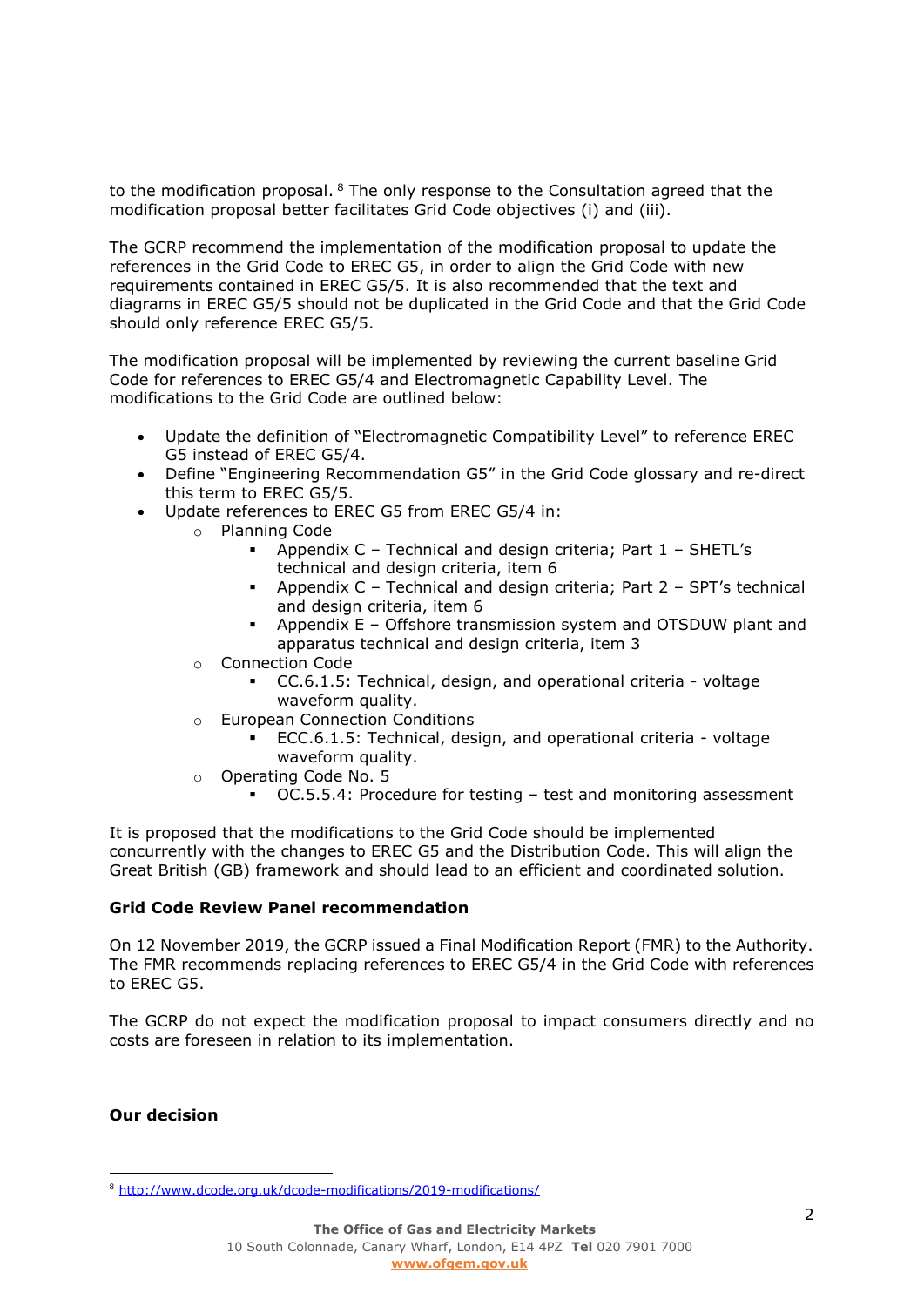to the modification proposal.[8] The only response to the Consultation agreed that the modification proposal better facilitates Grid Code objectives (i) and (iii).

The GCRP recommend the implementation of the modification proposal to update the references in the Grid Code to EREC G5, in order to align the Grid Code with new requirements contained in EREC G5/5. It is also recommended that the text and diagrams in EREC G5/5 should not be duplicated in the Grid Code and that the Grid Code should only reference EREC G5/5.

The modification proposal will be implemented by reviewing the current baseline Grid Code for references to EREC G5/4 and Electromagnetic Capability Level. The modifications to the Grid Code are outlined below:

- Update the definition of "Electromagnetic Compatibility Level" to reference EREC G5 instead of EREC G5/4.
- Define "Engineering Recommendation G5" in the Grid Code glossary and re-direct this term to EREC G5/5.
- Update references to EREC G5 from EREC G5/4 in:
  - Planning Code
    - Appendix C – Technical and design criteria; Part 1 – SHETL's technical and design criteria, item 6
    - Appendix C – Technical and design criteria; Part 2 – SPT's technical and design criteria, item 6
    - Appendix E – Offshore transmission system and OTSDUW plant and apparatus technical and design criteria, item 3
  - Connection Code
    - CC.6.1.5: Technical, design, and operational criteria - voltage waveform quality.
  - European Connection Conditions
    - ECC.6.1.5: Technical, design, and operational criteria - voltage waveform quality.
  - Operating Code No. 5
    - OC.5.5.4: Procedure for testing – test and monitoring assessment

It is proposed that the modifications to the Grid Code should be implemented concurrently with the changes to EREC G5 and the Distribution Code. This will align the Great British (GB) framework and should lead to an efficient and coordinated solution.

**Grid Code Review Panel recommendation**

On 12 November 2019, the GCRP issued a Final Modification Report (FMR) to the Authority. The FMR recommends replacing references to EREC G5/4 in the Grid Code with references to EREC G5.

The GCRP do not expect the modification proposal to impact consumers directly and no costs are foreseen in relation to its implementation.

**Our decision**

[8] http://www.dcode.org.uk/dcode-modifications/2019-modifications/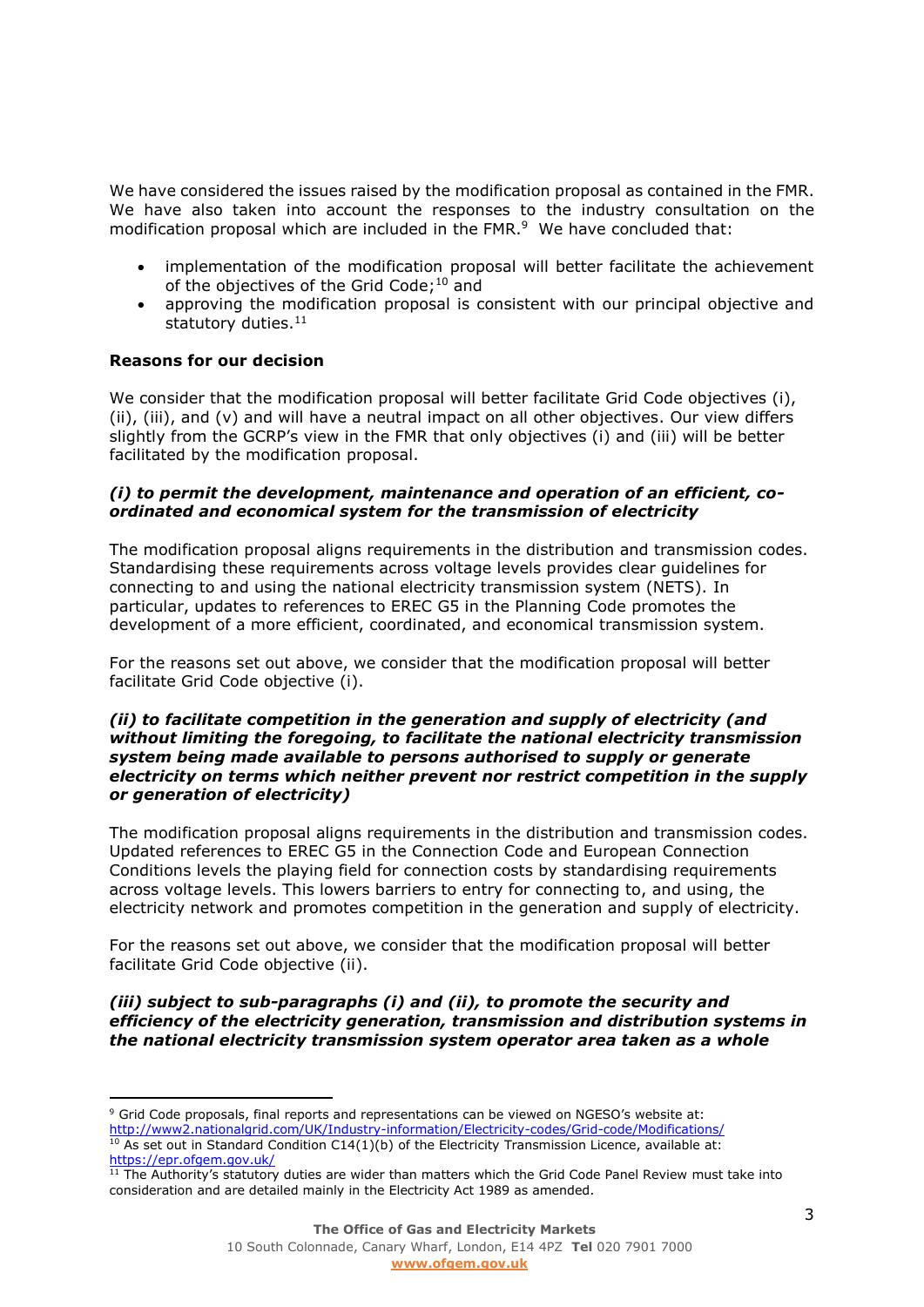We have considered the issues raised by the modification proposal as contained in the FMR. We have also taken into account the responses to the industry consultation on the modification proposal which are included in the FMR.[9] We have concluded that:

- implementation of the modification proposal will better facilitate the achievement of the objectives of the Grid Code;[10] and
- approving the modification proposal is consistent with our principal objective and statutory duties.[11]

**Reasons for our decision**

We consider that the modification proposal will better facilitate Grid Code objectives (i), (ii), (iii), and (v) and will have a neutral impact on all other objectives. Our view differs slightly from the GCRP's view in the FMR that only objectives (i) and (iii) will be better facilitated by the modification proposal.

***(i) to permit the development, maintenance and operation of an efficient, co-ordinated and economical system for the transmission of electricity***

The modification proposal aligns requirements in the distribution and transmission codes. Standardising these requirements across voltage levels provides clear guidelines for connecting to and using the national electricity transmission system (NETS). In particular, updates to references to EREC G5 in the Planning Code promotes the development of a more efficient, coordinated, and economical transmission system.

For the reasons set out above, we consider that the modification proposal will better facilitate Grid Code objective (i).

***(ii) to facilitate competition in the generation and supply of electricity (and without limiting the foregoing, to facilitate the national electricity transmission system being made available to persons authorised to supply or generate electricity on terms which neither prevent nor restrict competition in the supply or generation of electricity)***

The modification proposal aligns requirements in the distribution and transmission codes. Updated references to EREC G5 in the Connection Code and European Connection Conditions levels the playing field for connection costs by standardising requirements across voltage levels. This lowers barriers to entry for connecting to, and using, the electricity network and promotes competition in the generation and supply of electricity.

For the reasons set out above, we consider that the modification proposal will better facilitate Grid Code objective (ii).

***(iii) subject to sub-paragraphs (i) and (ii), to promote the security and efficiency of the electricity generation, transmission and distribution systems in the national electricity transmission system operator area taken as a whole***

---

[9] Grid Code proposals, final reports and representations can be viewed on NGESO's website at: http://www2.nationalgrid.com/UK/Industry-information/Electricity-codes/Grid-code/Modifications/

[10] As set out in Standard Condition C14(1)(b) of the Electricity Transmission Licence, available at: https://epr.ofgem.gov.uk/

[11] The Authority's statutory duties are wider than matters which the Grid Code Panel Review must take into consideration and are detailed mainly in the Electricity Act 1989 as amended.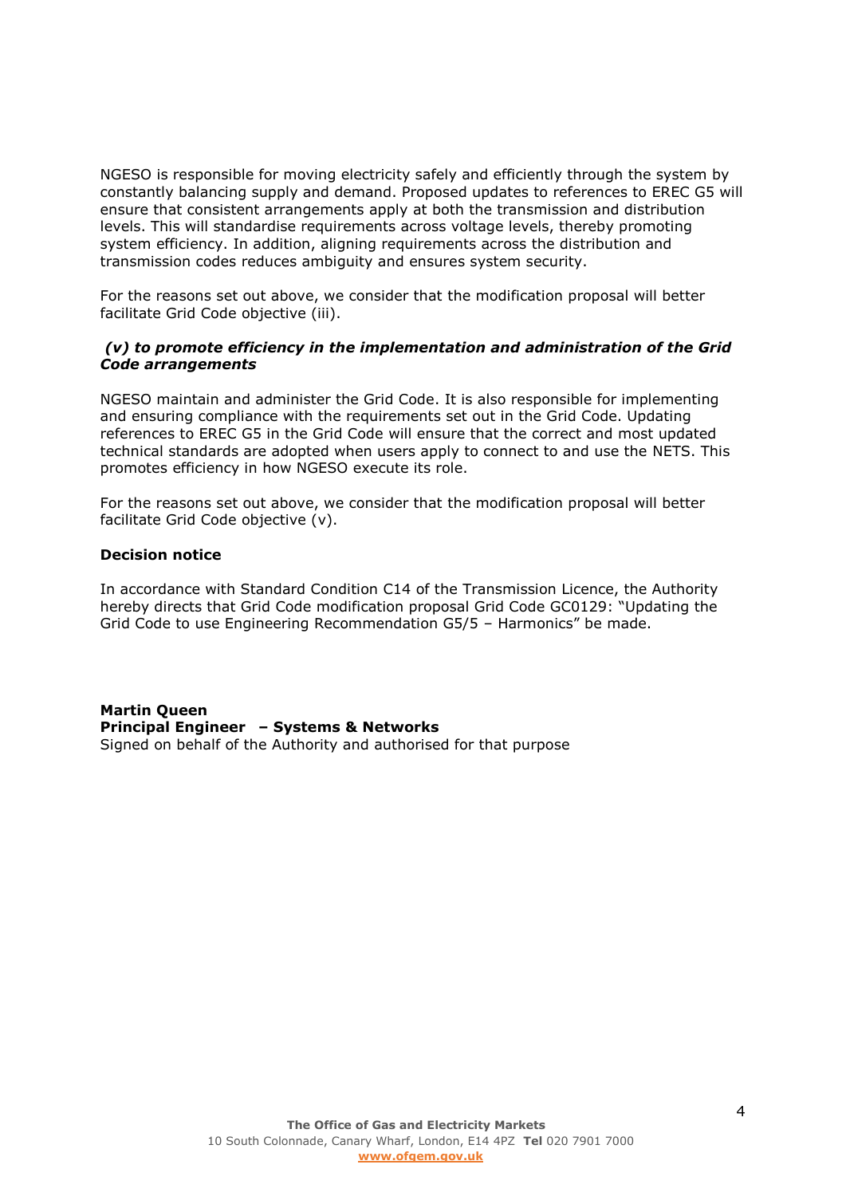NGESO is responsible for moving electricity safely and efficiently through the system by constantly balancing supply and demand. Proposed updates to references to EREC G5 will ensure that consistent arrangements apply at both the transmission and distribution levels. This will standardise requirements across voltage levels, thereby promoting system efficiency. In addition, aligning requirements across the distribution and transmission codes reduces ambiguity and ensures system security.

For the reasons set out above, we consider that the modification proposal will better facilitate Grid Code objective (iii).

***(v) to promote efficiency in the implementation and administration of the Grid Code arrangements***

NGESO maintain and administer the Grid Code. It is also responsible for implementing and ensuring compliance with the requirements set out in the Grid Code. Updating references to EREC G5 in the Grid Code will ensure that the correct and most updated technical standards are adopted when users apply to connect to and use the NETS. This promotes efficiency in how NGESO execute its role.

For the reasons set out above, we consider that the modification proposal will better facilitate Grid Code objective (v).

**Decision notice**

In accordance with Standard Condition C14 of the Transmission Licence, the Authority hereby directs that Grid Code modification proposal Grid Code GC0129: "Updating the Grid Code to use Engineering Recommendation G5/5 – Harmonics" be made.

**Martin Queen**
**Principal Engineer – Systems & Networks**
Signed on behalf of the Authority and authorised for that purpose

**The Office of Gas and Electricity Markets**
10 South Colonnade, Canary Wharf, London, E14 4PZ **Tel** 020 7901 7000
**www.ofgem.gov.uk**